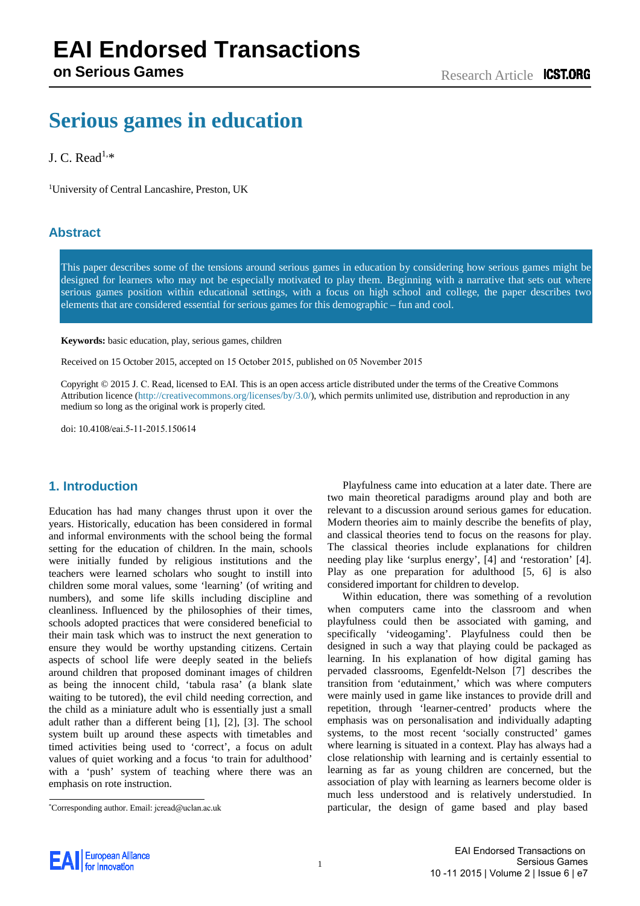# EAI Endorsed Transactions on Serious Games

Research Article

# Serious games in education

J. C. Read[1,*]

[1]University of Central Lancashire, Preston, UK

## Abstract

This paper describes some of the tensions around serious games in education by considering how serious games might be designed for learners who may not be especially motivated to play them. Beginning with a narrative that sets out where serious games position within educational settings, with a focus on high school and college, the paper describes two elements that are considered essential for serious games for this demographic – fun and cool.

**Keywords:** basic education, play, serious games, children

Received on 15 October 2015, accepted on 15 October 2015, published on 05 November 2015

Copyright © 2015 J. C. Read, licensed to EAI. This is an open access article distributed under the terms of the Creative Commons Attribution licence (http://creativecommons.org/licenses/by/3.0/), which permits unlimited use, distribution and reproduction in any medium so long as the original work is properly cited.

doi: 10.4108/eai.5-11-2015.150614

## 1. Introduction

Education has had many changes thrust upon it over the years. Historically, education has been considered in formal and informal environments with the school being the formal setting for the education of children. In the main, schools were initially funded by religious institutions and the teachers were learned scholars who sought to instill into children some moral values, some 'learning' (of writing and numbers), and some life skills including discipline and cleanliness. Influenced by the philosophies of their times, schools adopted practices that were considered beneficial to their main task which was to instruct the next generation to ensure they would be worthy upstanding citizens. Certain aspects of school life were deeply seated in the beliefs around children that proposed dominant images of children as being the innocent child, 'tabula rasa' (a blank slate waiting to be tutored), the evil child needing correction, and the child as a miniature adult who is essentially just a small adult rather than a different being [1], [2], [3]. The school system built up around these aspects with timetables and timed activities being used to 'correct', a focus on adult values of quiet working and a focus 'to train for adulthood' with a 'push' system of teaching where there was an emphasis on rote instruction.

Playfulness came into education at a later date. There are two main theoretical paradigms around play and both are relevant to a discussion around serious games for education. Modern theories aim to mainly describe the benefits of play, and classical theories tend to focus on the reasons for play. The classical theories include explanations for children needing play like 'surplus energy', [4] and 'restoration' [4]. Play as one preparation for adulthood [5, 6] is also considered important for children to develop.

Within education, there was something of a revolution when computers came into the classroom and when playfulness could then be associated with gaming, and specifically 'videogaming'. Playfulness could then be designed in such a way that playing could be packaged as learning. In his explanation of how digital gaming has pervaded classrooms, Egenfeldt-Nelson [7] describes the transition from 'edutainment,' which was where computers were mainly used in game like instances to provide drill and repetition, through 'learner-centred' products where the emphasis was on personalisation and individually adapting systems, to the most recent 'socially constructed' games where learning is situated in a context. Play has always had a close relationship with learning and is certainly essential to learning as far as young children are concerned, but the association of play with learning as learners become older is much less understood and is relatively understudied. In particular, the design of game based and play based

[*]Corresponding author. Email: jcread@uclan.ac.uk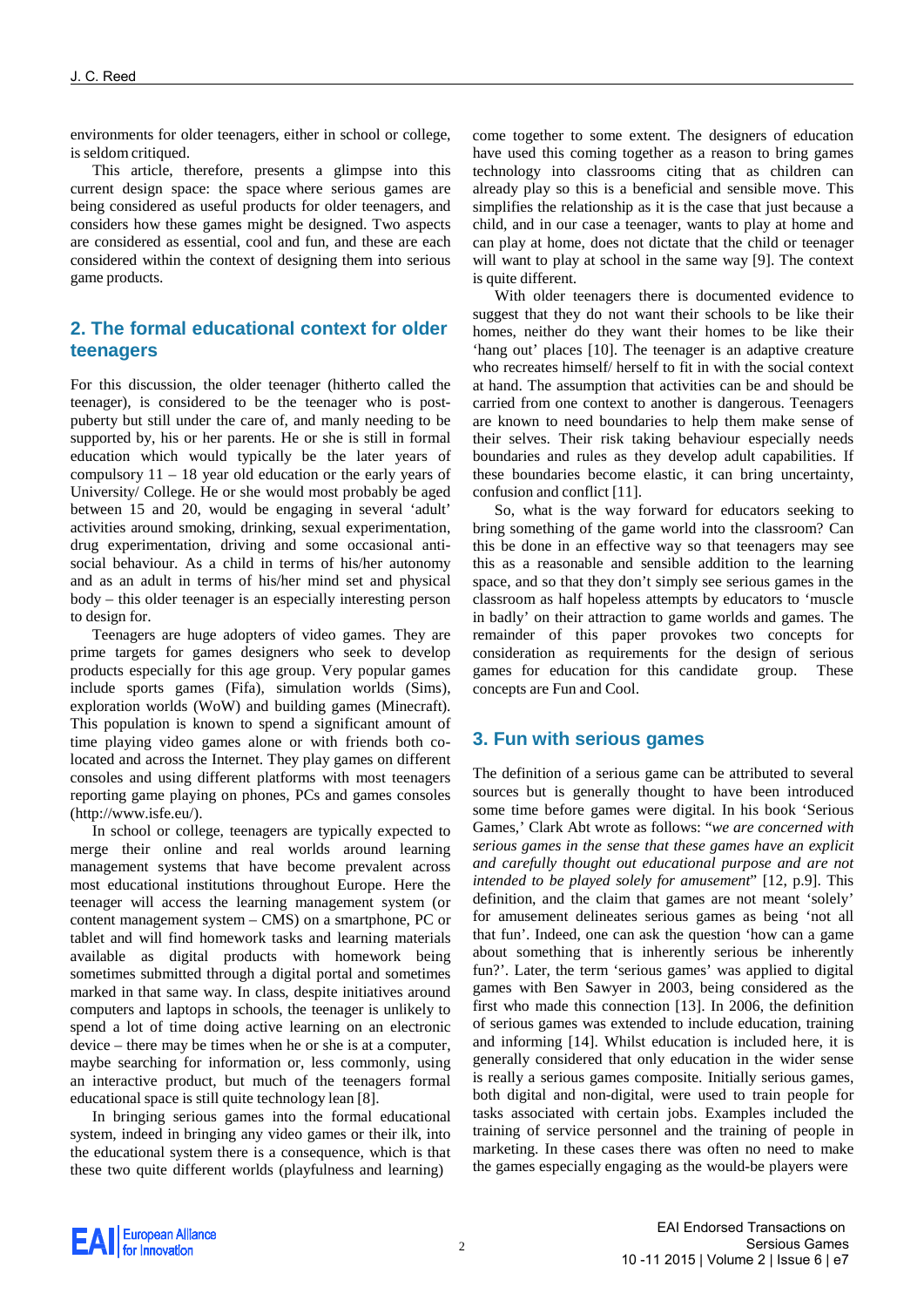environments for older teenagers, either in school or college, is seldom critiqued.

This article, therefore, presents a glimpse into this current design space: the space where serious games are being considered as useful products for older teenagers, and considers how these games might be designed. Two aspects are considered as essential, cool and fun, and these are each considered within the context of designing them into serious game products.

## 2. The formal educational context for older teenagers

For this discussion, the older teenager (hitherto called the teenager), is considered to be the teenager who is post-puberty but still under the care of, and manly needing to be supported by, his or her parents. He or she is still in formal education which would typically be the later years of compulsory 11 – 18 year old education or the early years of University/ College. He or she would most probably be aged between 15 and 20, would be engaging in several 'adult' activities around smoking, drinking, sexual experimentation, drug experimentation, driving and some occasional anti-social behaviour. As a child in terms of his/her autonomy and as an adult in terms of his/her mind set and physical body – this older teenager is an especially interesting person to design for.

Teenagers are huge adopters of video games. They are prime targets for games designers who seek to develop products especially for this age group. Very popular games include sports games (Fifa), simulation worlds (Sims), exploration worlds (WoW) and building games (Minecraft). This population is known to spend a significant amount of time playing video games alone or with friends both co-located and across the Internet. They play games on different consoles and using different platforms with most teenagers reporting game playing on phones, PCs and games consoles (http://www.isfe.eu/).

In school or college, teenagers are typically expected to merge their online and real worlds around learning management systems that have become prevalent across most educational institutions throughout Europe. Here the teenager will access the learning management system (or content management system – CMS) on a smartphone, PC or tablet and will find homework tasks and learning materials available as digital products with homework being sometimes submitted through a digital portal and sometimes marked in that same way. In class, despite initiatives around computers and laptops in schools, the teenager is unlikely to spend a lot of time doing active learning on an electronic device – there may be times when he or she is at a computer, maybe searching for information or, less commonly, using an interactive product, but much of the teenagers formal educational space is still quite technology lean [8].

In bringing serious games into the formal educational system, indeed in bringing any video games or their ilk, into the educational system there is a consequence, which is that these two quite different worlds (playfulness and learning) come together to some extent. The designers of education have used this coming together as a reason to bring games technology into classrooms citing that as children can already play so this is a beneficial and sensible move. This simplifies the relationship as it is the case that just because a child, and in our case a teenager, wants to play at home and can play at home, does not dictate that the child or teenager will want to play at school in the same way [9]. The context is quite different.

With older teenagers there is documented evidence to suggest that they do not want their schools to be like their homes, neither do they want their homes to be like their 'hang out' places [10]. The teenager is an adaptive creature who recreates himself/ herself to fit in with the social context at hand. The assumption that activities can be and should be carried from one context to another is dangerous. Teenagers are known to need boundaries to help them make sense of their selves. Their risk taking behaviour especially needs boundaries and rules as they develop adult capabilities. If these boundaries become elastic, it can bring uncertainty, confusion and conflict [11].

So, what is the way forward for educators seeking to bring something of the game world into the classroom? Can this be done in an effective way so that teenagers may see this as a reasonable and sensible addition to the learning space, and so that they don't simply see serious games in the classroom as half hopeless attempts by educators to 'muscle in badly' on their attraction to game worlds and games. The remainder of this paper provokes two concepts for consideration as requirements for the design of serious games for education for this candidate group. These concepts are Fun and Cool.

## 3. Fun with serious games

The definition of a serious game can be attributed to several sources but is generally thought to have been introduced some time before games were digital. In his book 'Serious Games,' Clark Abt wrote as follows: "*we are concerned with serious games in the sense that these games have an explicit and carefully thought out educational purpose and are not intended to be played solely for amusement*" [12, p.9]. This definition, and the claim that games are not meant 'solely' for amusement delineates serious games as being 'not all that fun'. Indeed, one can ask the question 'how can a game about something that is inherently serious be inherently fun?'. Later, the term 'serious games' was applied to digital games with Ben Sawyer in 2003, being considered as the first who made this connection [13]. In 2006, the definition of serious games was extended to include education, training and informing [14]. Whilst education is included here, it is generally considered that only education in the wider sense is really a serious games composite. Initially serious games, both digital and non-digital, were used to train people for tasks associated with certain jobs. Examples included the training of service personnel and the training of people in marketing. In these cases there was often no need to make the games especially engaging as the would-be players were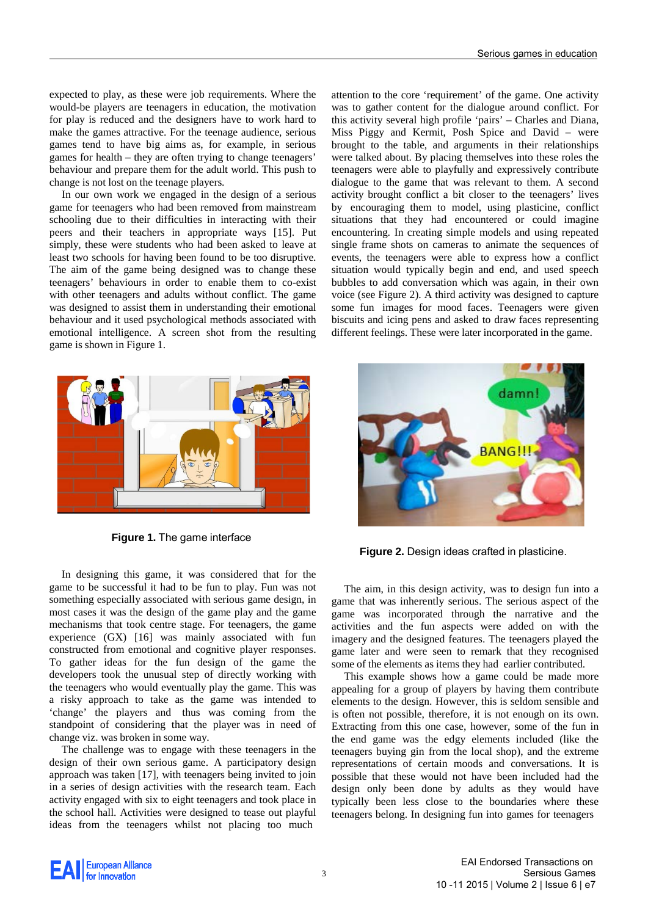expected to play, as these were job requirements. Where the would-be players are teenagers in education, the motivation for play is reduced and the designers have to work hard to make the games attractive. For the teenage audience, serious games tend to have big aims as, for example, in serious games for health – they are often trying to change teenagers' behaviour and prepare them for the adult world. This push to change is not lost on the teenage players.

In our own work we engaged in the design of a serious game for teenagers who had been removed from mainstream schooling due to their difficulties in interacting with their peers and their teachers in appropriate ways [15]. Put simply, these were students who had been asked to leave at least two schools for having been found to be too disruptive. The aim of the game being designed was to change these teenagers' behaviours in order to enable them to co-exist with other teenagers and adults without conflict. The game was designed to assist them in understanding their emotional behaviour and it used psychological methods associated with emotional intelligence. A screen shot from the resulting game is shown in Figure 1.

**Figure 1.** The game interface

In designing this game, it was considered that for the game to be successful it had to be fun to play. Fun was not something especially associated with serious game design, in most cases it was the design of the game play and the game mechanisms that took centre stage. For teenagers, the game experience (GX) [16] was mainly associated with fun constructed from emotional and cognitive player responses. To gather ideas for the fun design of the game the developers took the unusual step of directly working with the teenagers who would eventually play the game. This was a risky approach to take as the game was intended to 'change' the players and thus was coming from the standpoint of considering that the player was in need of change viz. was broken in some way.

The challenge was to engage with these teenagers in the design of their own serious game. A participatory design approach was taken [17], with teenagers being invited to join in a series of design activities with the research team. Each activity engaged with six to eight teenagers and took place in the school hall. Activities were designed to tease out playful ideas from the teenagers whilst not placing too much attention to the core 'requirement' of the game. One activity was to gather content for the dialogue around conflict. For this activity several high profile 'pairs' – Charles and Diana, Miss Piggy and Kermit, Posh Spice and David – were brought to the table, and arguments in their relationships were talked about. By placing themselves into these roles the teenagers were able to playfully and expressively contribute dialogue to the game that was relevant to them. A second activity brought conflict a bit closer to the teenagers' lives by encouraging them to model, using plasticine, conflict situations that they had encountered or could imagine encountering. In creating simple models and using repeated single frame shots on cameras to animate the sequences of events, the teenagers were able to express how a conflict situation would typically begin and end, and used speech bubbles to add conversation which was again, in their own voice (see Figure 2). A third activity was designed to capture some fun images for mood faces. Teenagers were given biscuits and icing pens and asked to draw faces representing different feelings. These were later incorporated in the game.

**Figure 2.** Design ideas crafted in plasticine.

The aim, in this design activity, was to design fun into a game that was inherently serious. The serious aspect of the game was incorporated through the narrative and the activities and the fun aspects were added on with the imagery and the designed features. The teenagers played the game later and were seen to remark that they recognised some of the elements as items they had earlier contributed.

This example shows how a game could be made more appealing for a group of players by having them contribute elements to the design. However, this is seldom sensible and is often not possible, therefore, it is not enough on its own. Extracting from this one case, however, some of the fun in the end game was the edgy elements included (like the teenagers buying gin from the local shop), and the extreme representations of certain moods and conversations. It is possible that these would not have been included had the design only been done by adults as they would have typically been less close to the boundaries where these teenagers belong. In designing fun into games for teenagers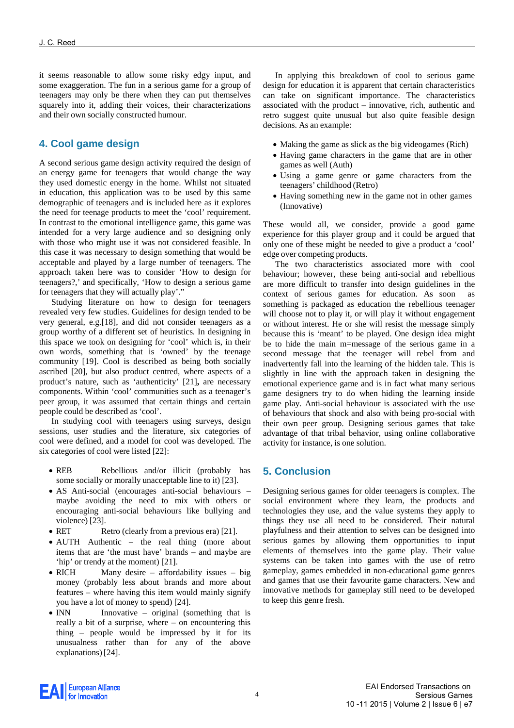it seems reasonable to allow some risky edgy input, and some exaggeration. The fun in a serious game for a group of teenagers may only be there when they can put themselves squarely into it, adding their voices, their characterizations and their own socially constructed humour.

## 4. Cool game design

A second serious game design activity required the design of an energy game for teenagers that would change the way they used domestic energy in the home. Whilst not situated in education, this application was to be used by this same demographic of teenagers and is included here as it explores the need for teenage products to meet the 'cool' requirement. In contrast to the emotional intelligence game, this game was intended for a very large audience and so designing only with those who might use it was not considered feasible. In this case it was necessary to design something that would be acceptable and played by a large number of teenagers. The approach taken here was to consider 'How to design for teenagers?,' and specifically, 'How to design a serious game for teenagers that they will actually play'."

Studying literature on how to design for teenagers revealed very few studies. Guidelines for design tended to be very general, e.g.[18], and did not consider teenagers as a group worthy of a different set of heuristics. In designing in this space we took on designing for 'cool' which is, in their own words, something that is 'owned' by the teenage community [19]. Cool is described as being both socially ascribed [20], but also product centred, where aspects of a product's nature, such as 'authenticity' [21]**,** are necessary components. Within 'cool' communities such as a teenager's peer group, it was assumed that certain things and certain people could be described as 'cool'.

In studying cool with teenagers using surveys, design sessions, user studies and the literature, six categories of cool were defined, and a model for cool was developed. The six categories of cool were listed [22]:

- REB Rebellious and/or illicit (probably has some socially or morally unacceptable line to it) [23].
- AS Anti-social (encourages anti-social behaviours – maybe avoiding the need to mix with others or encouraging anti-social behaviours like bullying and violence) [23].
- RET Retro (clearly from a previous era) [21].
- AUTH Authentic – the real thing (more about items that are 'the must have' brands – and maybe are 'hip' or trendy at the moment) [21].
- RICH Many desire – affordability issues – big money (probably less about brands and more about features – where having this item would mainly signify you have a lot of money to spend) [24].
- INN Innovative – original (something that is really a bit of a surprise, where – on encountering this thing – people would be impressed by it for its unusualness rather than for any of the above explanations) [24].

In applying this breakdown of cool to serious game design for education it is apparent that certain characteristics can take on significant importance. The characteristics associated with the product – innovative, rich, authentic and retro suggest quite unusual but also quite feasible design decisions. As an example:

- Making the game as slick as the big videogames (Rich)
- Having game characters in the game that are in other games as well (Auth)
- Using a game genre or game characters from the teenagers' childhood (Retro)
- Having something new in the game not in other games (Innovative)

These would all, we consider, provide a good game experience for this player group and it could be argued that only one of these might be needed to give a product a 'cool' edge over competing products.

The two characteristics associated more with cool behaviour; however, these being anti-social and rebellious are more difficult to transfer into design guidelines in the context of serious games for education. As soon as something is packaged as education the rebellious teenager will choose not to play it, or will play it without engagement or without interest. He or she will resist the message simply because this is 'meant' to be played. One design idea might be to hide the main m=message of the serious game in a second message that the teenager will rebel from and inadvertently fall into the learning of the hidden tale. This is slightly in line with the approach taken in designing the emotional experience game and is in fact what many serious game designers try to do when hiding the learning inside game play. Anti-social behaviour is associated with the use of behaviours that shock and also with being pro-social with their own peer group. Designing serious games that take advantage of that tribal behavior, using online collaborative activity for instance, is one solution.

## 5. Conclusion

Designing serious games for older teenagers is complex. The social environment where they learn, the products and technologies they use, and the value systems they apply to things they use all need to be considered. Their natural playfulness and their attention to selves can be designed into serious games by allowing them opportunities to input elements of themselves into the game play. Their value systems can be taken into games with the use of retro gameplay, games embedded in non-educational game genres and games that use their favourite game characters. New and innovative methods for gameplay still need to be developed to keep this genre fresh.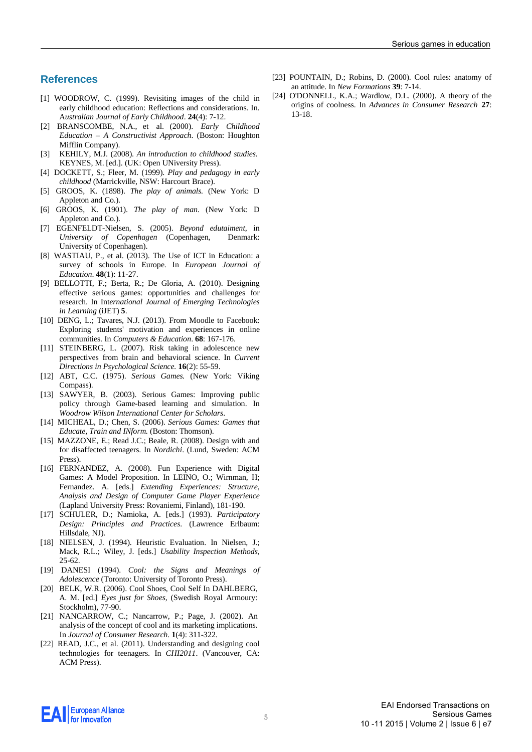## References

[1] WOODROW, C. (1999). Revisiting images of the child in early childhood education: Reflections and considerations. In *Australian Journal of Early Childhood*. **24**(4): 7-12.

[2] BRANSCOMBE, N.A., et al. (2000). *Early Childhood Education – A Constructivist Approach*. (Boston: Houghton Mifflin Company).

[3] KEHILY, M.J. (2008). *An introduction to childhood studies.* KEYNES, M. [ed.]. (UK: Open UNiversity Press).

[4] DOCKETT, S.; Fleer, M. (1999). *Play and pedagogy in early childhood* (Marrickville, NSW: Harcourt Brace).

[5] GROOS, K. (1898). *The play of animals.* (New York: D Appleton and Co.).

[6] GROOS, K. (1901). *The play of man*. (New York: D Appleton and Co.).

[7] EGENFELDT-Nielsen, S. (2005). *Beyond edutainment*, in *University of Copenhagen* (Copenhagen, Denmark: University of Copenhagen).

[8] WASTIAU, P., et al. (2013). The Use of ICT in Education: a survey of schools in Europe. In *European Journal of Education*. **48**(1): 11-27.

[9] BELLOTTI, F.; Berta, R.; De Gloria, A. (2010). Designing effective serious games: opportunities and challenges for research. In *International Journal of Emerging Technologies in Learning* (iJET) **5**.

[10] DENG, L.; Tavares, N.J. (2013). From Moodle to Facebook: Exploring students' motivation and experiences in online communities. In *Computers & Education*. **68**: 167-176.

[11] STEINBERG, L. (2007). Risk taking in adolescence new perspectives from brain and behavioral science. In *Current Directions in Psychological Science.* **16**(2): 55-59.

[12] ABT, C.C. (1975). *Serious Games.* (New York: Viking Compass).

[13] SAWYER, B. (2003). Serious Games: Improving public policy through Game-based learning and simulation. In *Woodrow Wilson International Center for Scholars*.

[14] MICHEAL, D.; Chen, S. (2006). *Serious Games: Games that Educate, Train and INform.* (Boston: Thomson).

[15] MAZZONE, E.; Read J.C.; Beale, R. (2008). Design with and for disaffected teenagers. In *Nordichi*. (Lund, Sweden: ACM Press).

[16] FERNANDEZ, A. (2008). Fun Experience with Digital Games: A Model Proposition. In LEINO, O.; Wirnman, H; Fernandez. A. [eds.] *Extending Experiences: Structure, Analysis and Design of Computer Game Player Experience* (Lapland University Press: Rovaniemi, Finland), 181-190.

[17] SCHULER, D.; Namioka, A. [eds.] (1993). *Participatory Design: Principles and Practices.* (Lawrence Erlbaum: Hillsdale, NJ).

[18] NIELSEN, J. (1994). Heuristic Evaluation. In Nielsen, J.; Mack, R.L.; Wiley, J. [eds.] *Usability Inspection Methods*, 25-62.

[19] DANESI (1994). *Cool: the Signs and Meanings of Adolescence* (Toronto: University of Toronto Press).

[20] BELK, W.R. (2006). Cool Shoes, Cool Self In DAHLBERG, A. M. [ed.] *Eyes just for Shoes*, (Swedish Royal Armoury: Stockholm), 77-90.

[21] NANCARROW, C.; Nancarrow, P.; Page, J. (2002). An analysis of the concept of cool and its marketing implications. In *Journal of Consumer Research.* **1**(4): 311-322.

[22] READ, J.C., et al. (2011). Understanding and designing cool technologies for teenagers. In *CHI2011*. (Vancouver, CA: ACM Press).

[23] POUNTAIN, D.; Robins, D. (2000). Cool rules: anatomy of an attitude. In *New Formations* **39**: 7-14.

[24] O'DONNELL, K.A.; Wardlow, D.L. (2000). A theory of the origins of coolness. In *Advances in Consumer Research* **27**: 13-18.